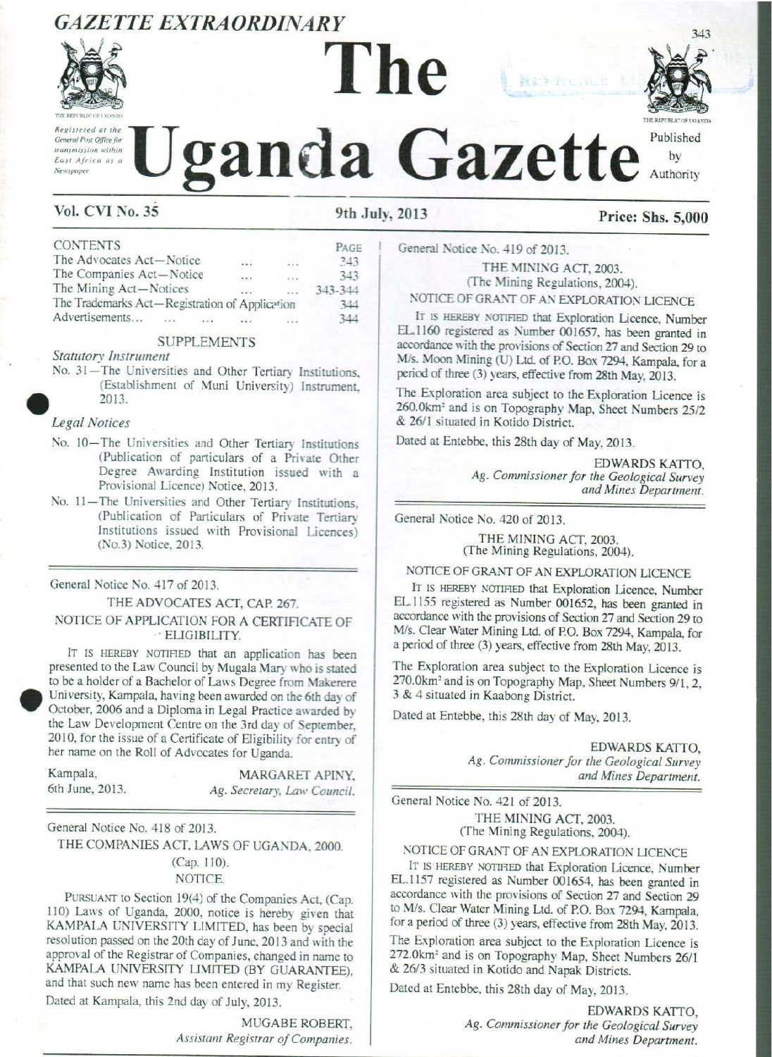# GAZETTE EXTRAORDINARY

# The Uganda Gazette

Registered at the General Post Office for transmission within East Africa as a Newspaper

Published by Authority

**Vol. CVI No. 35** — **9th July, 2013** — **Price: Shs. 5,000**

| CONTENTS | PAGE |
|---|---|
| The Advocates Act—Notice ... ... | 343 |
| The Companies Act—Notice ... ... | 343 |
| The Mining Act—Notices ... ... | 343-344 |
| The Trademarks Act—Registration of Application | 344 |
| Advertisements... ... ... ... ... | 344 |

## SUPPLEMENTS

*Statutory Instrument*

No. 31—The Universities and Other Tertiary Institutions, (Establishment of Muni University) Instrument, 2013.

*Legal Notices*

No. 10—The Universities and Other Tertiary Institutions (Publication of particulars of a Private Other Degree Awarding Institution issued with a Provisional Licence) Notice, 2013.

No. 11—The Universities and Other Tertiary Institutions, (Publication of Particulars of Private Tertiary Institutions issued with Provisional Licences) (No.3) Notice, 2013.

---

General Notice No. 417 of 2013.

### THE ADVOCATES ACT, CAP. 267.

### NOTICE OF APPLICATION FOR A CERTIFICATE OF ELIGIBILITY.

IT IS HEREBY NOTIFIED that an application has been presented to the Law Council by Mugala Mary who is stated to be a holder of a Bachelor of Laws Degree from Makerere University, Kampala, having been awarded on the 6th day of October, 2006 and a Diploma in Legal Practice awarded by the Law Development Centre on the 3rd day of September, 2010, for the issue of a Certificate of Eligibility for entry of her name on the Roll of Advocates for Uganda.

Kampala,
6th June, 2013.

MARGARET APINY,
*Ag. Secretary, Law Council.*

---

General Notice No. 418 of 2013.

### THE COMPANIES ACT, LAWS OF UGANDA, 2000.

(Cap. 110).

NOTICE.

PURSUANT to Section 19(4) of the Companies Act, (Cap. 110) Laws of Uganda, 2000, notice is hereby given that KAMPALA UNIVERSITY LIMITED, has been by special resolution passed on the 20th day of June, 2013 and with the approval of the Registrar of Companies, changed in name to KAMPALA UNIVERSITY LIMITED (BY GUARANTEE), and that such new name has been entered in my Register.

Dated at Kampala, this 2nd day of July, 2013.

MUGABE ROBERT,
*Assistant Registrar of Companies.*

---

General Notice No. 419 of 2013.

### THE MINING ACT, 2003.

(The Mining Regulations, 2004).

NOTICE OF GRANT OF AN EXPLORATION LICENCE

IT IS HEREBY NOTIFIED that Exploration Licence, Number EL.1160 registered as Number 001657, has been granted in accordance with the provisions of Section 27 and Section 29 to M/s. Moon Mining (U) Ltd. of P.O. Box 7294, Kampala, for a period of three (3) years, effective from 28th May, 2013.

The Exploration area subject to the Exploration Licence is 260.0km² and is on Topography Map, Sheet Numbers 25/2 & 26/1 situated in Kotido District.

Dated at Entebbe, this 28th day of May, 2013.

EDWARDS KATTO,
*Ag. Commissioner for the Geological Survey and Mines Department.*

---

General Notice No. 420 of 2013.

### THE MINING ACT, 2003.

(The Mining Regulations, 2004).

NOTICE OF GRANT OF AN EXPLORATION LICENCE

IT IS HEREBY NOTIFIED that Exploration Licence, Number EL.1155 registered as Number 001652, has been granted in accordance with the provisions of Section 27 and Section 29 to M/s. Clear Water Mining Ltd. of P.O. Box 7294, Kampala, for a period of three (3) years, effective from 28th May, 2013.

The Exploration area subject to the Exploration Licence is 270.0km² and is on Topography Map, Sheet Numbers 9/1, 2, 3 & 4 situated in Kaabong District.

Dated at Entebbe, this 28th day of May, 2013.

EDWARDS KATTO,
*Ag. Commissioner for the Geological Survey and Mines Department.*

---

General Notice No. 421 of 2013.

### THE MINING ACT, 2003.

(The Mining Regulations, 2004).

NOTICE OF GRANT OF AN EXPLORATION LICENCE

IT IS HEREBY NOTIFIED that Exploration Licence, Number EL.1157 registered as Number 001654, has been granted in accordance with the provisions of Section 27 and Section 29 to M/s. Clear Water Mining Ltd. of P.O. Box 7294, Kampala, for a period of three (3) years, effective from 28th May, 2013.

The Exploration area subject to the Exploration Licence is 272.0km² and is on Topography Map, Sheet Numbers 26/1 & 26/3 situated in Kotido and Napak Districts.

Dated at Entebbe, this 28th day of May, 2013.

EDWARDS KATTO,
*Ag. Commissioner for the Geological Survey and Mines Department.*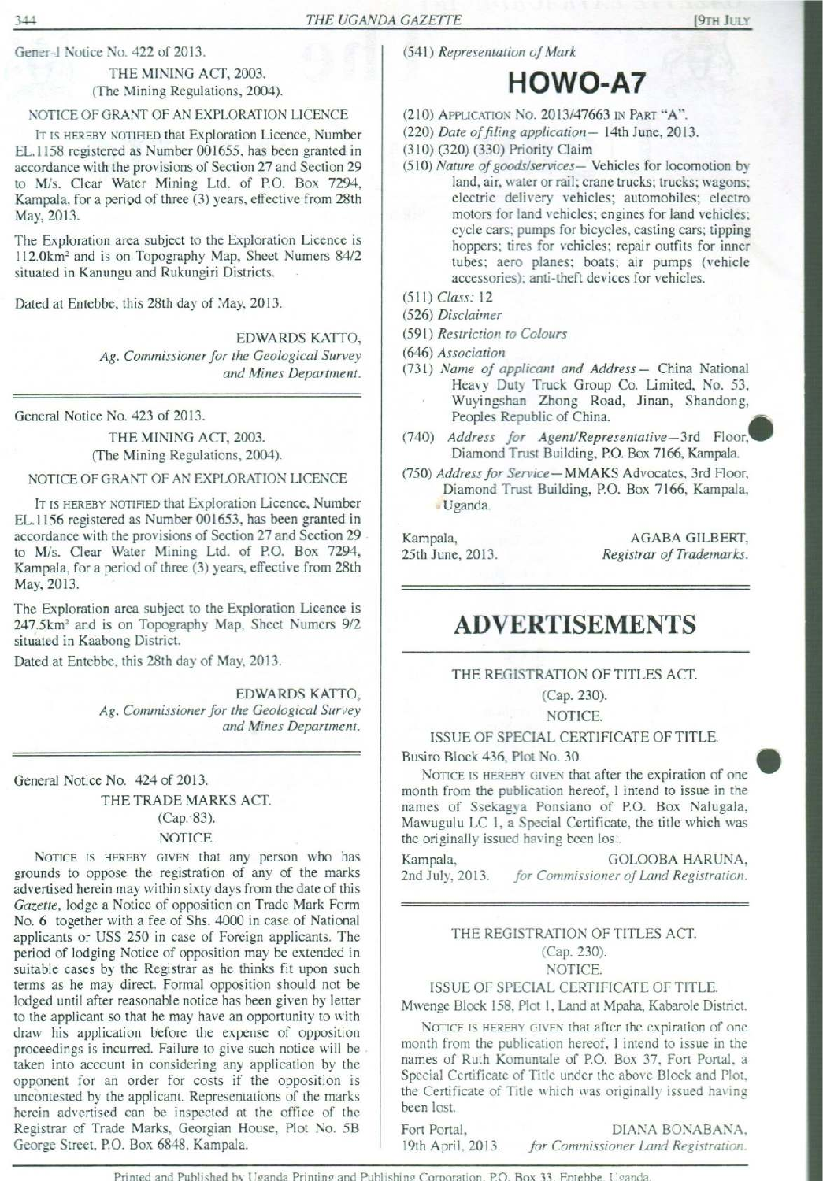General Notice No. 422 of 2013.

THE MINING ACT, 2003.
(The Mining Regulations, 2004).

NOTICE OF GRANT OF AN EXPLORATION LICENCE

IT IS HEREBY NOTIFIED that Exploration Licence, Number EL.1158 registered as Number 001655, has been granted in accordance with the provisions of Section 27 and Section 29 to M/s. Clear Water Mining Ltd. of P.O. Box 7294, Kampala, for a period of three (3) years, effective from 28th May, 2013.

The Exploration area subject to the Exploration Licence is 112.0km² and is on Topography Map, Sheet Numers 84/2 situated in Kanungu and Rukungiri Districts.

Dated at Entebbe, this 28th day of May, 2013.

EDWARDS KATTO,
*Ag. Commissioner for the Geological Survey and Mines Department.*

---

General Notice No. 423 of 2013.

THE MINING ACT, 2003.
(The Mining Regulations, 2004).

NOTICE OF GRANT OF AN EXPLORATION LICENCE

IT IS HEREBY NOTIFIED that Exploration Licence, Number EL.1156 registered as Number 001653, has been granted in accordance with the provisions of Section 27 and Section 29 to M/s. Clear Water Mining Ltd. of P.O. Box 7294, Kampala, for a period of three (3) years, effective from 28th May, 2013.

The Exploration area subject to the Exploration Licence is 247.5km² and is on Topography Map, Sheet Numers 9/2 situated in Kaabong District.

Dated at Entebbe, this 28th day of May, 2013.

EDWARDS KATTO,
*Ag. Commissioner for the Geological Survey and Mines Department.*

---

General Notice No. 424 of 2013.

THE TRADE MARKS ACT.
(Cap. 83).
NOTICE.

NOTICE IS HEREBY GIVEN that any person who has grounds to oppose the registration of any of the marks advertised herein may within sixty days from the date of this *Gazette*, lodge a Notice of opposition on Trade Mark Form No. 6 together with a fee of Shs. 4000 in case of National applicants or US$ 250 in case of Foreign applicants. The period of lodging Notice of opposition may be extended in suitable cases by the Registrar as he thinks fit upon such terms as he may direct. Formal opposition should not be lodged until after reasonable notice has been given by letter to the applicant so that he may have an opportunity to with draw his application before the expense of opposition proceedings is incurred. Failure to give such notice will be taken into account in considering any application by the opponent for an order for costs if the opposition is uncontested by the applicant. Representations of the marks herein advertised can be inspected at the office of the Registrar of Trade Marks, Georgian House, Plot No. 5B George Street, P.O. Box 6848, Kampala.

(541) *Representation of Mark*

# HOWO-A7

(210) APPLICATION No. 2013/47663 IN PART "A".

(220) *Date of filing application*— 14th June, 2013.

(310) (320) (330) Priority Claim

(510) *Nature of goods/services*— Vehicles for locomotion by land, air, water or rail; crane trucks; trucks; wagons; electric delivery vehicles; automobiles; electro motors for land vehicles; engines for land vehicles; cycle cars; pumps for bicycles, casting cars; tipping hoppers; tires for vehicles; repair outfits for inner tubes; aero planes; boats; air pumps (vehicle accessories); anti-theft devices for vehicles.

(511) *Class:* 12

(526) *Disclaimer*

(591) *Restriction to Colours*

(646) *Association*

(731) *Name of applicant and Address*— China National Heavy Duty Truck Group Co. Limited, No. 53, Wuyingshan Zhong Road, Jinan, Shandong, Peoples Republic of China.

(740) *Address for Agent/Representative*—3rd Floor, Diamond Trust Building, P.O. Box 7166, Kampala.

(750) *Address for Service*—MMAKS Advocates, 3rd Floor, Diamond Trust Building, P.O. Box 7166, Kampala, Uganda.

Kampala,
25th June, 2013.

AGABA GILBERT,
*Registrar of Trademarks.*

---

# ADVERTISEMENTS

THE REGISTRATION OF TITLES ACT.
(Cap. 230).
NOTICE.

ISSUE OF SPECIAL CERTIFICATE OF TITLE.

Busiro Block 436, Plot No. 30.

NOTICE IS HEREBY GIVEN that after the expiration of one month from the publication hereof, I intend to issue in the names of Ssekagya Ponsiano of P.O. Box Nalugala, Mawugulu LC 1, a Special Certificate, the title which was the originally issued having been lost.

Kampala,
2nd July, 2013.

GOLOOBA HARUNA,
*for Commissioner of Land Registration.*

---

THE REGISTRATION OF TITLES ACT.
(Cap. 230).
NOTICE.

ISSUE OF SPECIAL CERTIFICATE OF TITLE.

Mwenge Block 158, Plot 1, Land at Mpaha, Kabarole District.

NOTICE IS HEREBY GIVEN that after the expiration of one month from the publication hereof, I intend to issue in the names of Ruth Komuntale of P.O. Box 37, Fort Portal, a Special Certificate of Title under the above Block and Plot, the Certificate of Title which was originally issued having been lost.

Fort Portal,
19th April, 2013.

DIANA BONABANA,
*for Commissioner Land Registration.*

Printed and Published by Uganda Printing and Publishing Corporation, P.O. Box 33, Entebbe, Uganda.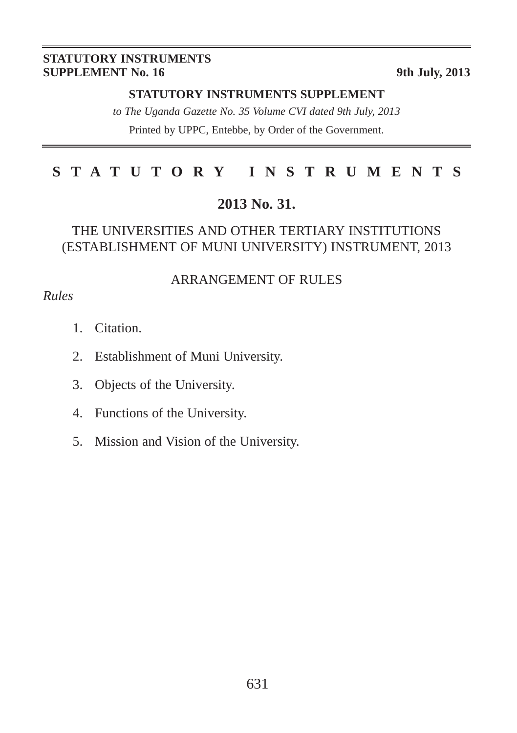**STATUTORY INSTRUMENTS SUPPLEMENT No. 16** — **9th July, 2013**

**STATUTORY INSTRUMENTS SUPPLEMENT**

*to The Uganda Gazette No. 35 Volume CVI dated 9th July, 2013*

Printed by UPPC, Entebbe, by Order of the Government.

# STATUTORY INSTRUMENTS

## 2013 No. 31.

## THE UNIVERSITIES AND OTHER TERTIARY INSTITUTIONS (ESTABLISHMENT OF MUNI UNIVERSITY) INSTRUMENT, 2013

### ARRANGEMENT OF RULES

*Rules*

1. Citation.
2. Establishment of Muni University.
3. Objects of the University.
4. Functions of the University.
5. Mission and Vision of the University.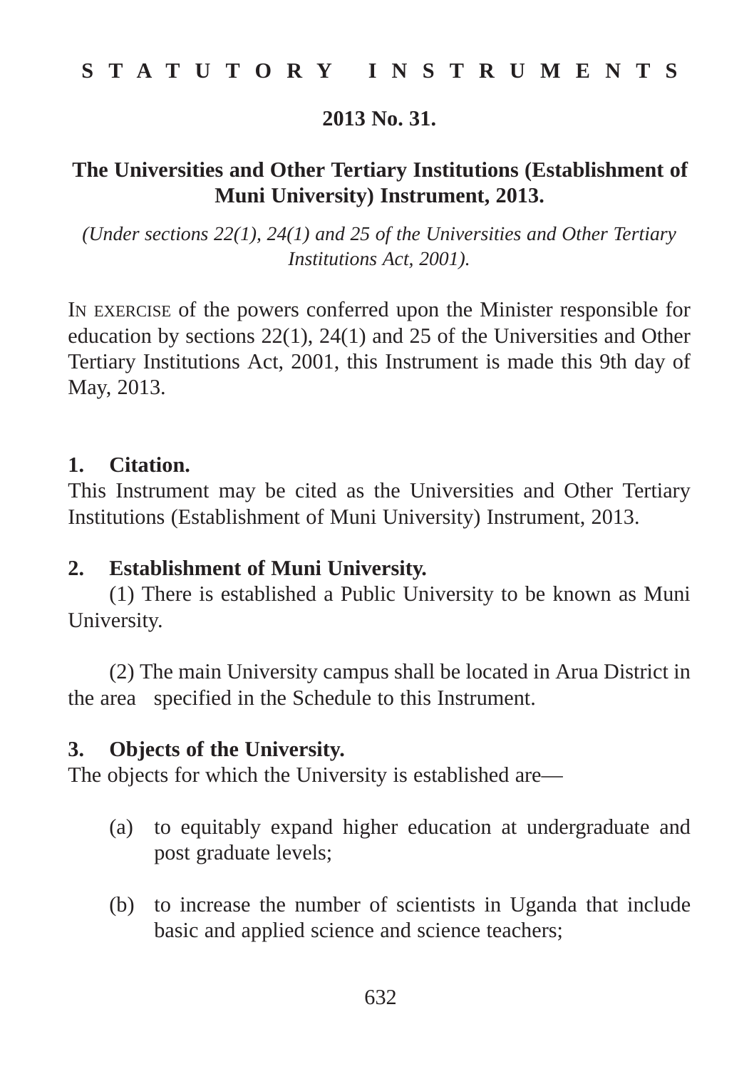**STATUTORY INSTRUMENTS**

**2013 No. 31.**

# The Universities and Other Tertiary Institutions (Establishment of Muni University) Instrument, 2013.

*(Under sections 22(1), 24(1) and 25 of the Universities and Other Tertiary Institutions Act, 2001).*

IN EXERCISE of the powers conferred upon the Minister responsible for education by sections 22(1), 24(1) and 25 of the Universities and Other Tertiary Institutions Act, 2001, this Instrument is made this 9th day of May, 2013.

**1. Citation.**

This Instrument may be cited as the Universities and Other Tertiary Institutions (Establishment of Muni University) Instrument, 2013.

**2. Establishment of Muni University.**

(1) There is established a Public University to be known as Muni University.

(2) The main University campus shall be located in Arua District in the area specified in the Schedule to this Instrument.

**3. Objects of the University.**

The objects for which the University is established are—

(a) to equitably expand higher education at undergraduate and post graduate levels;

(b) to increase the number of scientists in Uganda that include basic and applied science and science teachers;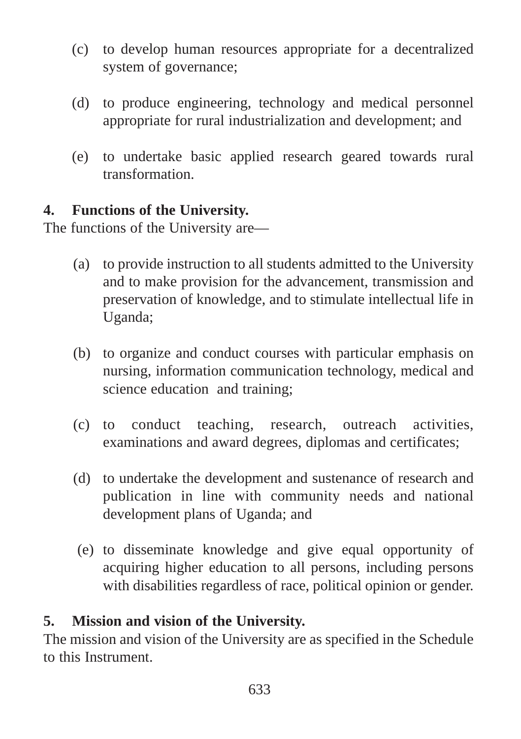(c) to develop human resources appropriate for a decentralized system of governance;

(d) to produce engineering, technology and medical personnel appropriate for rural industrialization and development; and

(e) to undertake basic applied research geared towards rural transformation.

**4. Functions of the University.**

The functions of the University are—

(a) to provide instruction to all students admitted to the University and to make provision for the advancement, transmission and preservation of knowledge, and to stimulate intellectual life in Uganda;

(b) to organize and conduct courses with particular emphasis on nursing, information communication technology, medical and science education and training;

(c) to conduct teaching, research, outreach activities, examinations and award degrees, diplomas and certificates;

(d) to undertake the development and sustenance of research and publication in line with community needs and national development plans of Uganda; and

(e) to disseminate knowledge and give equal opportunity of acquiring higher education to all persons, including persons with disabilities regardless of race, political opinion or gender.

**5. Mission and vision of the University.**

The mission and vision of the University are as specified in the Schedule to this Instrument.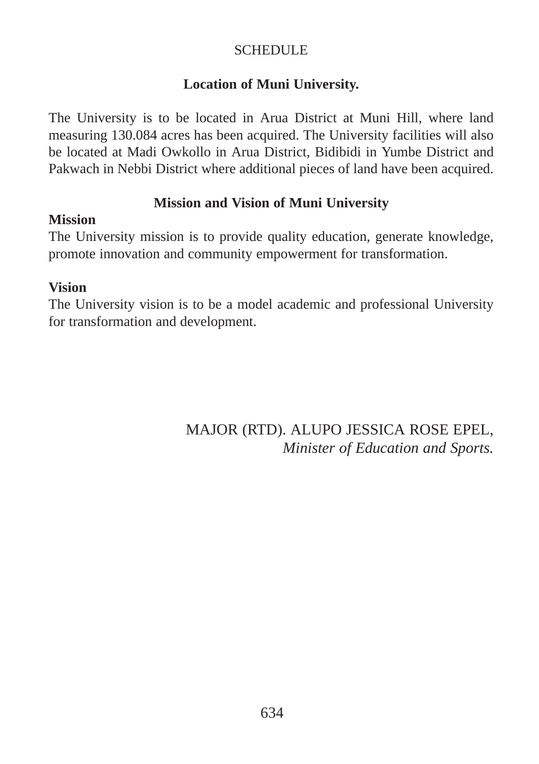SCHEDULE

## Location of Muni University.

The University is to be located in Arua District at Muni Hill, where land measuring 130.084 acres has been acquired. The University facilities will also be located at Madi Owkollo in Arua District, Bidibidi in Yumbe District and Pakwach in Nebbi District where additional pieces of land have been acquired.

## Mission and Vision of Muni University

**Mission**

The University mission is to provide quality education, generate knowledge, promote innovation and community empowerment for transformation.

**Vision**

The University vision is to be a model academic and professional University for transformation and development.

MAJOR (RTD). ALUPO JESSICA ROSE EPEL,
*Minister of Education and Sports.*